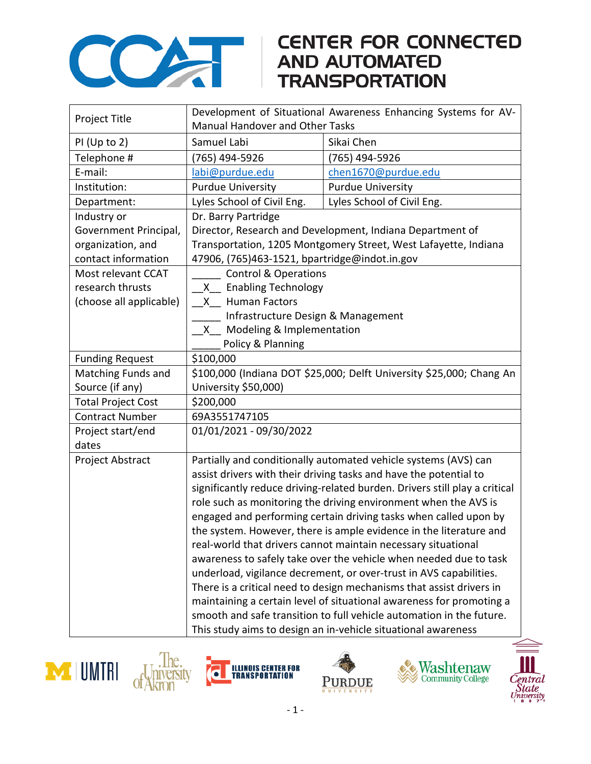# CENTER FOR CONNECTED AND AUTOMATED TRANSPORTATION

| Project Title | Development of Situational Awareness Enhancing Systems for AV-Manual Handover and Other Tasks | |
|---|---|---|
| PI (Up to 2) | Samuel Labi | Sikai Chen |
| Telephone # | (765) 494-5926 | (765) 494-5926 |
| E-mail: | labi@purdue.edu | chen1670@purdue.edu |
| Institution: | Purdue University | Purdue University |
| Department: | Lyles School of Civil Eng. | Lyles School of Civil Eng. |
| Industry or Government Principal, organization, and contact information | Dr. Barry Partridge<br>Director, Research and Development, Indiana Department of Transportation, 1205 Montgomery Street, West Lafayette, Indiana 47906, (765)463-1521, bpartridge@indot.in.gov | |
| Most relevant CCAT research thrusts (choose all applicable) | _____ Control & Operations<br>__X__ Enabling Technology<br>__X__ Human Factors<br>_____ Infrastructure Design & Management<br>__X__ Modeling & Implementation<br>_____ Policy & Planning | |
| Funding Request | $100,000 | |
| Matching Funds and Source (if any) | $100,000 (Indiana DOT $25,000; Delft University $25,000; Chang An University $50,000) | |
| Total Project Cost | $200,000 | |
| Contract Number | 69A3551747105 | |
| Project start/end dates | 01/01/2021 - 09/30/2022 | |
| Project Abstract | Partially and conditionally automated vehicle systems (AVS) can assist drivers with their driving tasks and have the potential to significantly reduce driving-related burden. Drivers still play a critical role such as monitoring the driving environment when the AVS is engaged and performing certain driving tasks when called upon by the system. However, there is ample evidence in the literature and real-world that drivers cannot maintain necessary situational awareness to safely take over the vehicle when needed due to task underload, vigilance decrement, or over-trust in AVS capabilities. There is a critical need to design mechanisms that assist drivers in maintaining a certain level of situational awareness for promoting a smooth and safe transition to full vehicle automation in the future. This study aims to design an in-vehicle situational awareness | |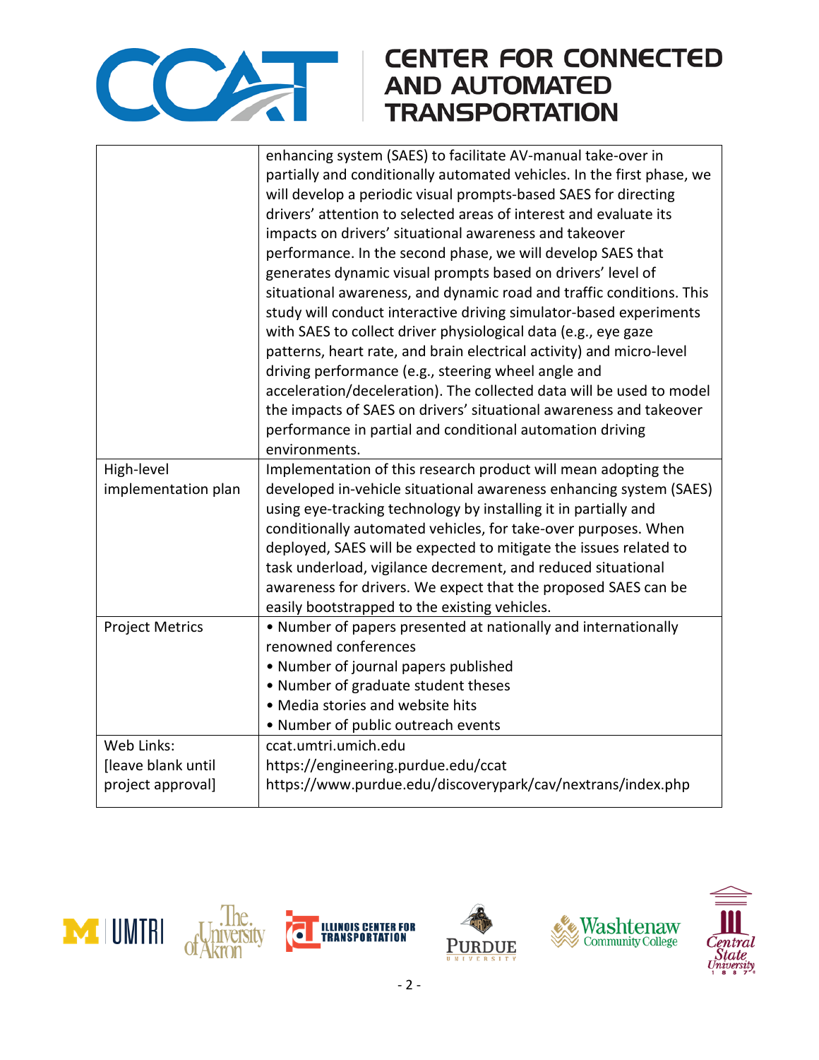| | |
|---|---|
| | enhancing system (SAES) to facilitate AV-manual take-over in partially and conditionally automated vehicles. In the first phase, we will develop a periodic visual prompts-based SAES for directing drivers' attention to selected areas of interest and evaluate its impacts on drivers' situational awareness and takeover performance. In the second phase, we will develop SAES that generates dynamic visual prompts based on drivers' level of situational awareness, and dynamic road and traffic conditions. This study will conduct interactive driving simulator-based experiments with SAES to collect driver physiological data (e.g., eye gaze patterns, heart rate, and brain electrical activity) and micro-level driving performance (e.g., steering wheel angle and acceleration/deceleration). The collected data will be used to model the impacts of SAES on drivers' situational awareness and takeover performance in partial and conditional automation driving environments. |
| High-level implementation plan | Implementation of this research product will mean adopting the developed in-vehicle situational awareness enhancing system (SAES) using eye-tracking technology by installing it in partially and conditionally automated vehicles, for take-over purposes. When deployed, SAES will be expected to mitigate the issues related to task underload, vigilance decrement, and reduced situational awareness for drivers. We expect that the proposed SAES can be easily bootstrapped to the existing vehicles. |
| Project Metrics | • Number of papers presented at nationally and internationally renowned conferences<br>• Number of journal papers published<br>• Number of graduate student theses<br>• Media stories and website hits<br>• Number of public outreach events |
| Web Links: [leave blank until project approval] | ccat.umtri.umich.edu<br>https://engineering.purdue.edu/ccat<br>https://www.purdue.edu/discoverypark/cav/nextrans/index.php |